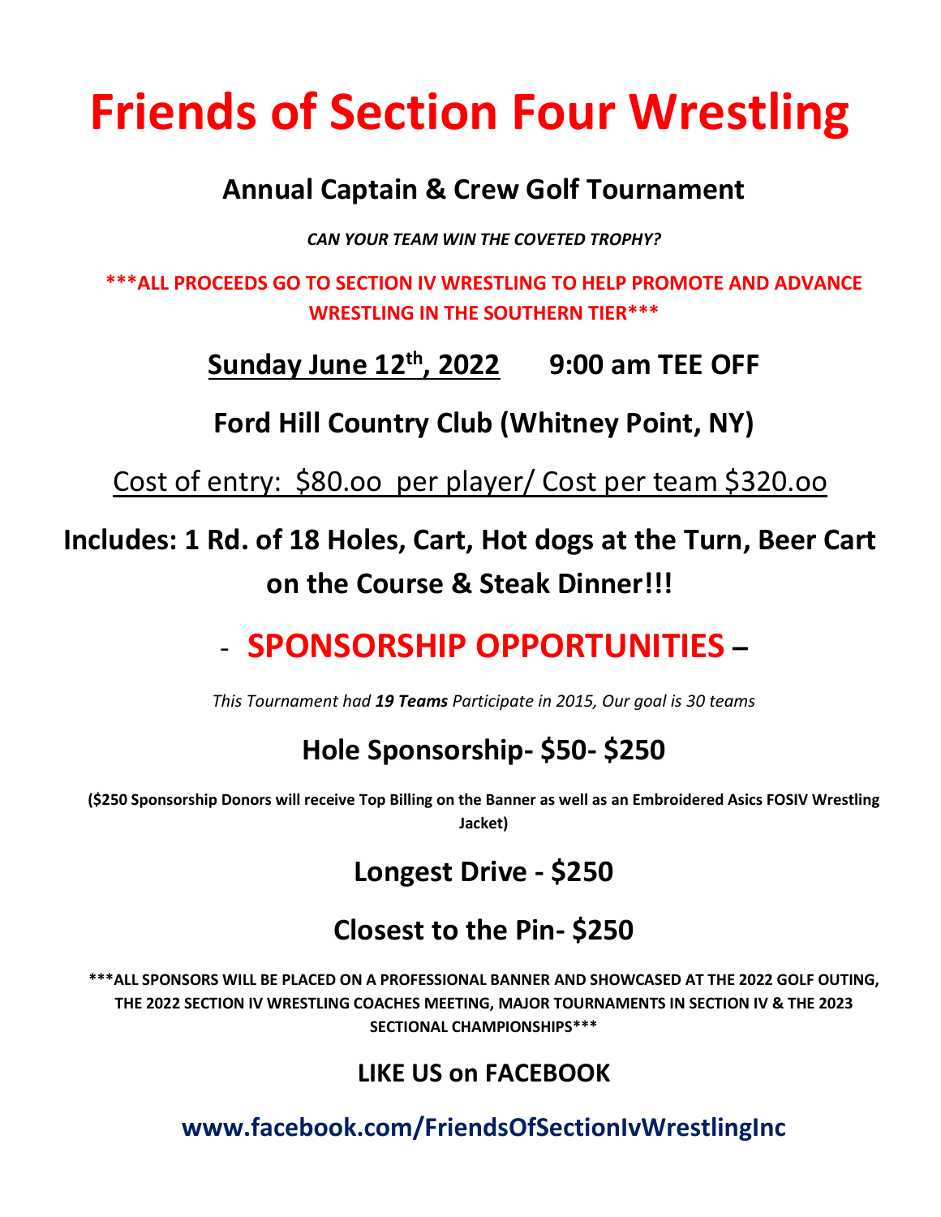# Friends of Section Four Wrestling

## Annual Captain & Crew Golf Tournament

*CAN YOUR TEAM WIN THE COVETED TROPHY?*

**\*\*\*ALL PROCEEDS GO TO SECTION IV WRESTLING TO HELP PROMOTE AND ADVANCE WRESTLING IN THE SOUTHERN TIER\*\*\***

## Sunday June 12th, 2022 9:00 am TEE OFF

## Ford Hill Country Club (Whitney Point, NY)

Cost of entry: $80.oo per player/ Cost per team $320.oo

## Includes: 1 Rd. of 18 Holes, Cart, Hot dogs at the Turn, Beer Cart on the Course & Steak Dinner!!!

# - SPONSORSHIP OPPORTUNITIES –

*This Tournament had **19 Teams** Participate in 2015, Our goal is 30 teams*

## Hole Sponsorship- $50- $250

**($250 Sponsorship Donors will receive Top Billing on the Banner as well as an Embroidered Asics FOSIV Wrestling Jacket)**

## Longest Drive - $250

## Closest to the Pin- $250

**\*\*\*ALL SPONSORS WILL BE PLACED ON A PROFESSIONAL BANNER AND SHOWCASED AT THE 2022 GOLF OUTING, THE 2022 SECTION IV WRESTLING COACHES MEETING, MAJOR TOURNAMENTS IN SECTION IV & THE 2023 SECTIONAL CHAMPIONSHIPS\*\*\***

## LIKE US on FACEBOOK

**www.facebook.com/FriendsOfSectionIvWrestlingInc**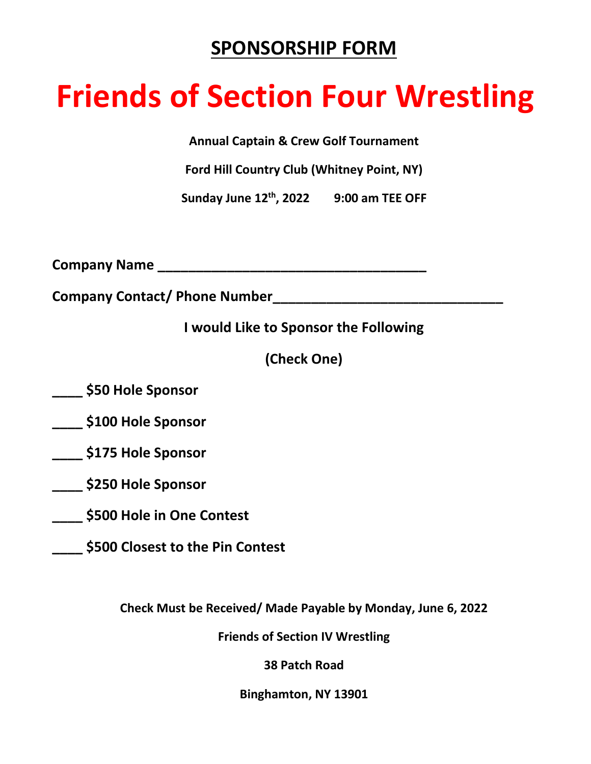# SPONSORSHIP FORM

# Friends of Section Four Wrestling

**Annual Captain & Crew Golf Tournament**

**Ford Hill Country Club (Whitney Point, NY)**

**Sunday June 12th, 2022 9:00 am TEE OFF**

**Company Name ___________________________________**

**Company Contact/ Phone Number______________________________**

**I would Like to Sponsor the Following**

**(Check One)**

**____ $50 Hole Sponsor**

**____ $100 Hole Sponsor**

**____ $175 Hole Sponsor**

**____ $250 Hole Sponsor**

**____ $500 Hole in One Contest**

**____ $500 Closest to the Pin Contest**

**Check Must be Received/ Made Payable by Monday, June 6, 2022**

**Friends of Section IV Wrestling**

**38 Patch Road**

**Binghamton, NY 13901**